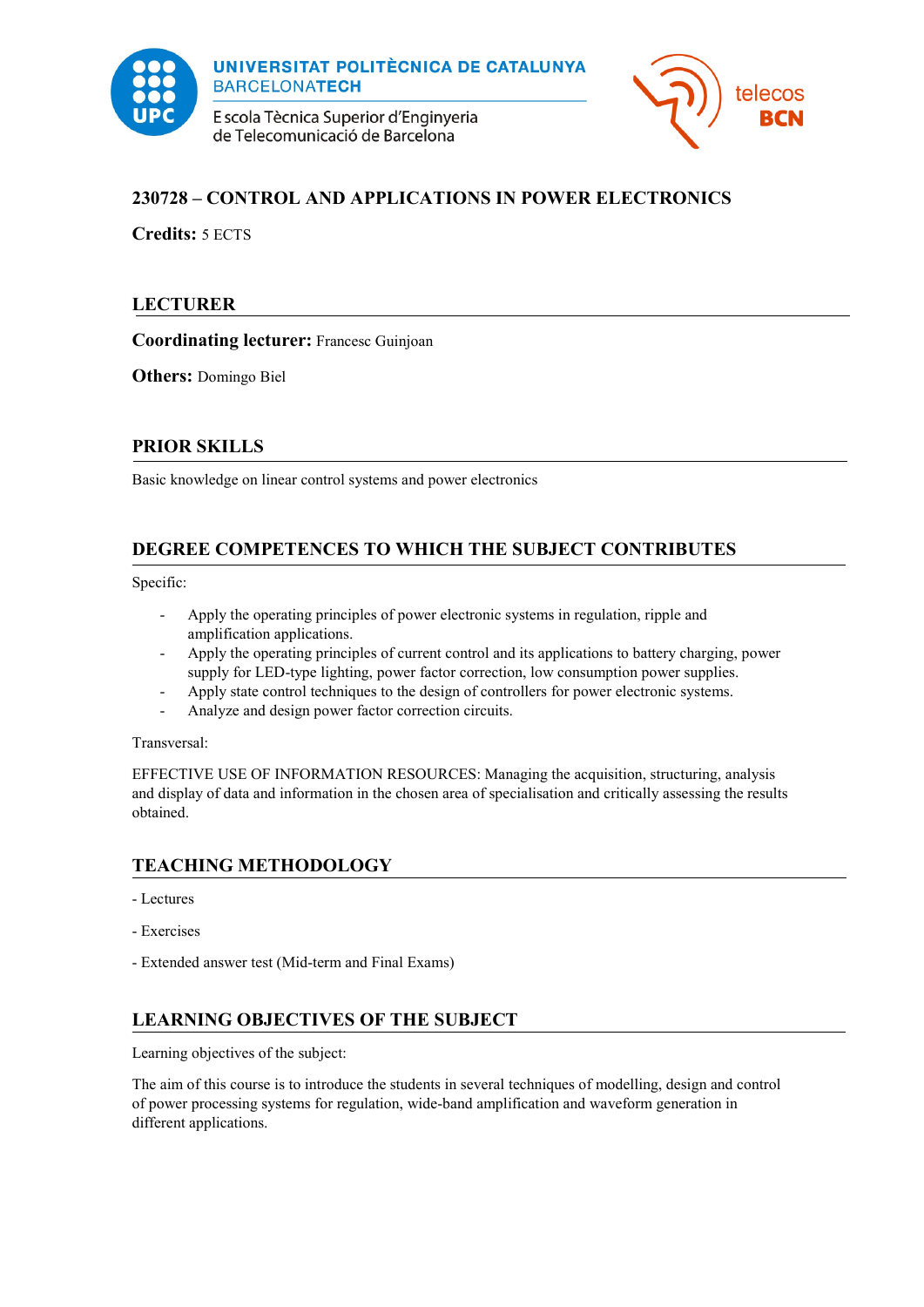# 230728 – CONTROL AND APPLICATIONS IN POWER ELECTRONICS

**Credits:** 5 ECTS

## LECTURER

**Coordinating lecturer:** Francesc Guinjoan

**Others:** Domingo Biel

## PRIOR SKILLS

Basic knowledge on linear control systems and power electronics

## DEGREE COMPETENCES TO WHICH THE SUBJECT CONTRIBUTES

Specific:

- Apply the operating principles of power electronic systems in regulation, ripple and amplification applications.
- Apply the operating principles of current control and its applications to battery charging, power supply for LED-type lighting, power factor correction, low consumption power supplies.
- Apply state control techniques to the design of controllers for power electronic systems.
- Analyze and design power factor correction circuits.

Transversal:

EFFECTIVE USE OF INFORMATION RESOURCES: Managing the acquisition, structuring, analysis and display of data and information in the chosen area of specialisation and critically assessing the results obtained.

## TEACHING METHODOLOGY

- Lectures

- Exercises

- Extended answer test (Mid-term and Final Exams)

## LEARNING OBJECTIVES OF THE SUBJECT

Learning objectives of the subject:

The aim of this course is to introduce the students in several techniques of modelling, design and control of power processing systems for regulation, wide-band amplification and waveform generation in different applications.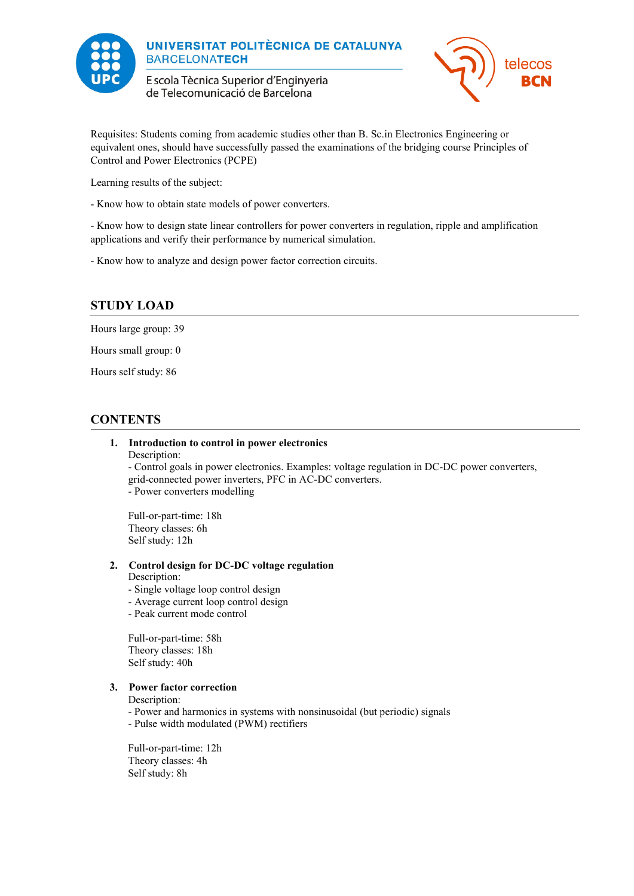Requisites: Students coming from academic studies other than B. Sc.in Electronics Engineering or equivalent ones, should have successfully passed the examinations of the bridging course Principles of Control and Power Electronics (PCPE)

Learning results of the subject:

- Know how to obtain state models of power converters.

- Know how to design state linear controllers for power converters in regulation, ripple and amplification applications and verify their performance by numerical simulation.

- Know how to analyze and design power factor correction circuits.

## STUDY LOAD

Hours large group: 39

Hours small group: 0

Hours self study: 86

## CONTENTS

1. **Introduction to control in power electronics**
   Description:
   - Control goals in power electronics. Examples: voltage regulation in DC-DC power converters, grid-connected power inverters, PFC in AC-DC converters.
   - Power converters modelling

   Full-or-part-time: 18h
   Theory classes: 6h
   Self study: 12h

2. **Control design for DC-DC voltage regulation**
   Description:
   - Single voltage loop control design
   - Average current loop control design
   - Peak current mode control

   Full-or-part-time: 58h
   Theory classes: 18h
   Self study: 40h

3. **Power factor correction**
   Description:
   - Power and harmonics in systems with nonsinusoidal (but periodic) signals
   - Pulse width modulated (PWM) rectifiers

   Full-or-part-time: 12h
   Theory classes: 4h
   Self study: 8h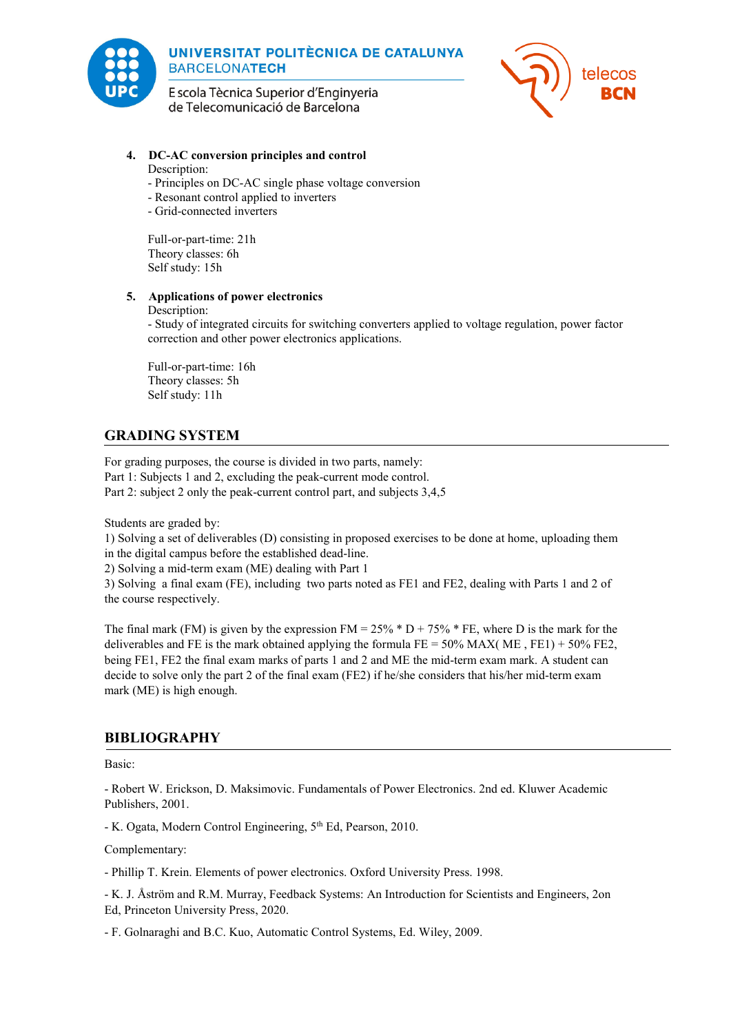4. **DC-AC conversion principles and control**
   Description:
   - Principles on DC-AC single phase voltage conversion
   - Resonant control applied to inverters
   - Grid-connected inverters

   Full-or-part-time: 21h
   Theory classes: 6h
   Self study: 15h

5. **Applications of power electronics**
   Description:
   - Study of integrated circuits for switching converters applied to voltage regulation, power factor correction and other power electronics applications.

   Full-or-part-time: 16h
   Theory classes: 5h
   Self study: 11h

## GRADING SYSTEM

For grading purposes, the course is divided in two parts, namely:
Part 1: Subjects 1 and 2, excluding the peak-current mode control.
Part 2: subject 2 only the peak-current control part, and subjects 3,4,5

Students are graded by:
1) Solving a set of deliverables (D) consisting in proposed exercises to be done at home, uploading them in the digital campus before the established dead-line.
2) Solving a mid-term exam (ME) dealing with Part 1
3) Solving a final exam (FE), including two parts noted as FE1 and FE2, dealing with Parts 1 and 2 of the course respectively.

The final mark (FM) is given by the expression FM = 25% * D + 75% * FE, where D is the mark for the deliverables and FE is the mark obtained applying the formula FE = 50% MAX( ME , FE1) + 50% FE2, being FE1, FE2 the final exam marks of parts 1 and 2 and ME the mid-term exam mark. A student can decide to solve only the part 2 of the final exam (FE2) if he/she considers that his/her mid-term exam mark (ME) is high enough.

## BIBLIOGRAPHY

Basic:

- Robert W. Erickson, D. Maksimovic. Fundamentals of Power Electronics. 2nd ed. Kluwer Academic Publishers, 2001.

- K. Ogata, Modern Control Engineering, 5th Ed, Pearson, 2010.

Complementary:

- Phillip T. Krein. Elements of power electronics. Oxford University Press. 1998.

- K. J. Åström and R.M. Murray, Feedback Systems: An Introduction for Scientists and Engineers, 2on Ed, Princeton University Press, 2020.

- F. Golnaraghi and B.C. Kuo, Automatic Control Systems, Ed. Wiley, 2009.